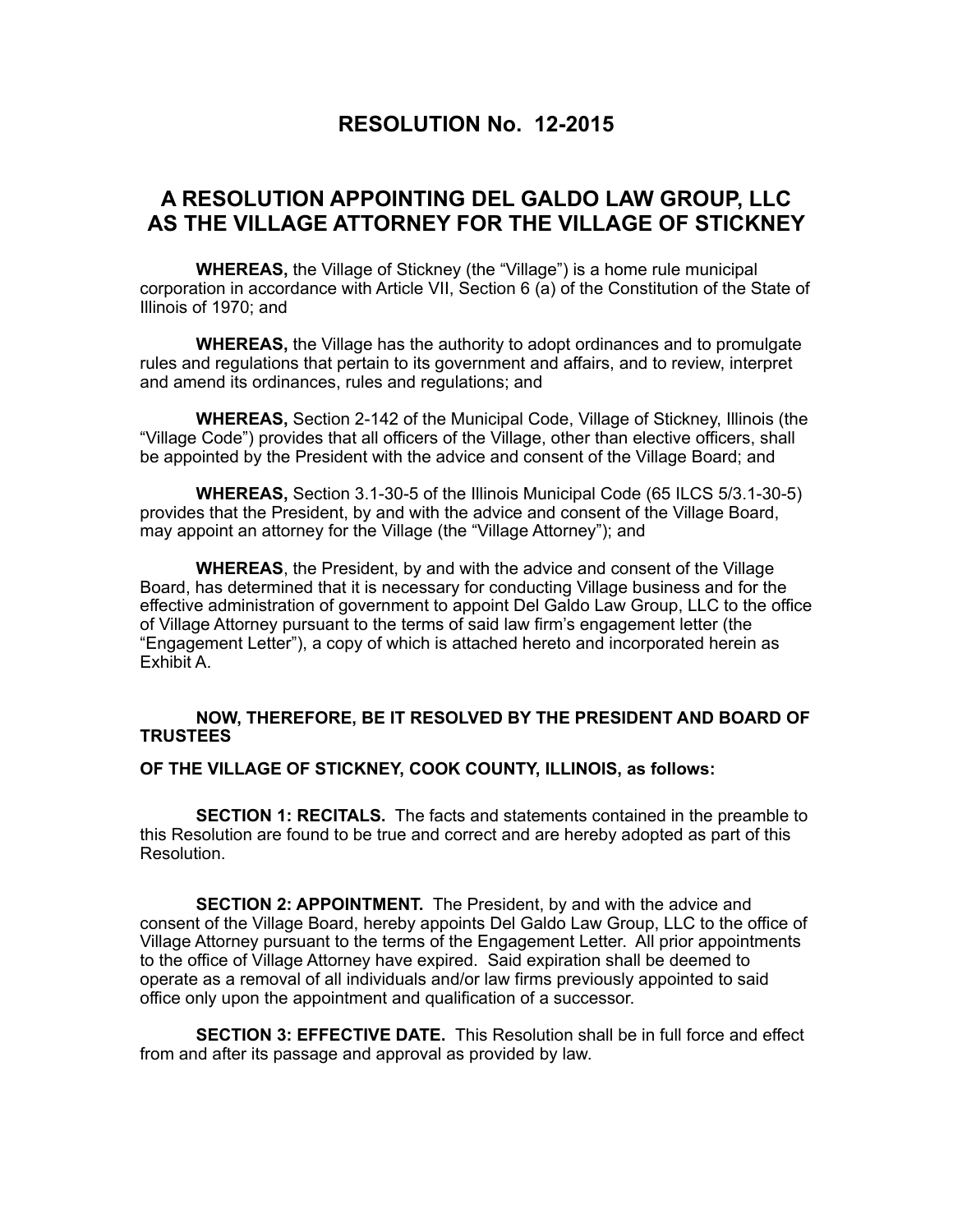# RESOLUTION No. 12-2015

## A RESOLUTION APPOINTING DEL GALDO LAW GROUP, LLC AS THE VILLAGE ATTORNEY FOR THE VILLAGE OF STICKNEY

**WHEREAS,** the Village of Stickney (the "Village") is a home rule municipal corporation in accordance with Article VII, Section 6 (a) of the Constitution of the State of Illinois of 1970; and

**WHEREAS,** the Village has the authority to adopt ordinances and to promulgate rules and regulations that pertain to its government and affairs, and to review, interpret and amend its ordinances, rules and regulations; and

**WHEREAS,** Section 2-142 of the Municipal Code, Village of Stickney, Illinois (the "Village Code") provides that all officers of the Village, other than elective officers, shall be appointed by the President with the advice and consent of the Village Board; and

**WHEREAS,** Section 3.1-30-5 of the Illinois Municipal Code (65 ILCS 5/3.1-30-5) provides that the President, by and with the advice and consent of the Village Board, may appoint an attorney for the Village (the "Village Attorney"); and

**WHEREAS**, the President, by and with the advice and consent of the Village Board, has determined that it is necessary for conducting Village business and for the effective administration of government to appoint Del Galdo Law Group, LLC to the office of Village Attorney pursuant to the terms of said law firm's engagement letter (the "Engagement Letter"), a copy of which is attached hereto and incorporated herein as Exhibit A.

**NOW, THEREFORE, BE IT RESOLVED BY THE PRESIDENT AND BOARD OF TRUSTEES**

**OF THE VILLAGE OF STICKNEY, COOK COUNTY, ILLINOIS, as follows:**

**SECTION 1: RECITALS.** The facts and statements contained in the preamble to this Resolution are found to be true and correct and are hereby adopted as part of this Resolution.

**SECTION 2: APPOINTMENT.** The President, by and with the advice and consent of the Village Board, hereby appoints Del Galdo Law Group, LLC to the office of Village Attorney pursuant to the terms of the Engagement Letter. All prior appointments to the office of Village Attorney have expired. Said expiration shall be deemed to operate as a removal of all individuals and/or law firms previously appointed to said office only upon the appointment and qualification of a successor.

**SECTION 3: EFFECTIVE DATE.** This Resolution shall be in full force and effect from and after its passage and approval as provided by law.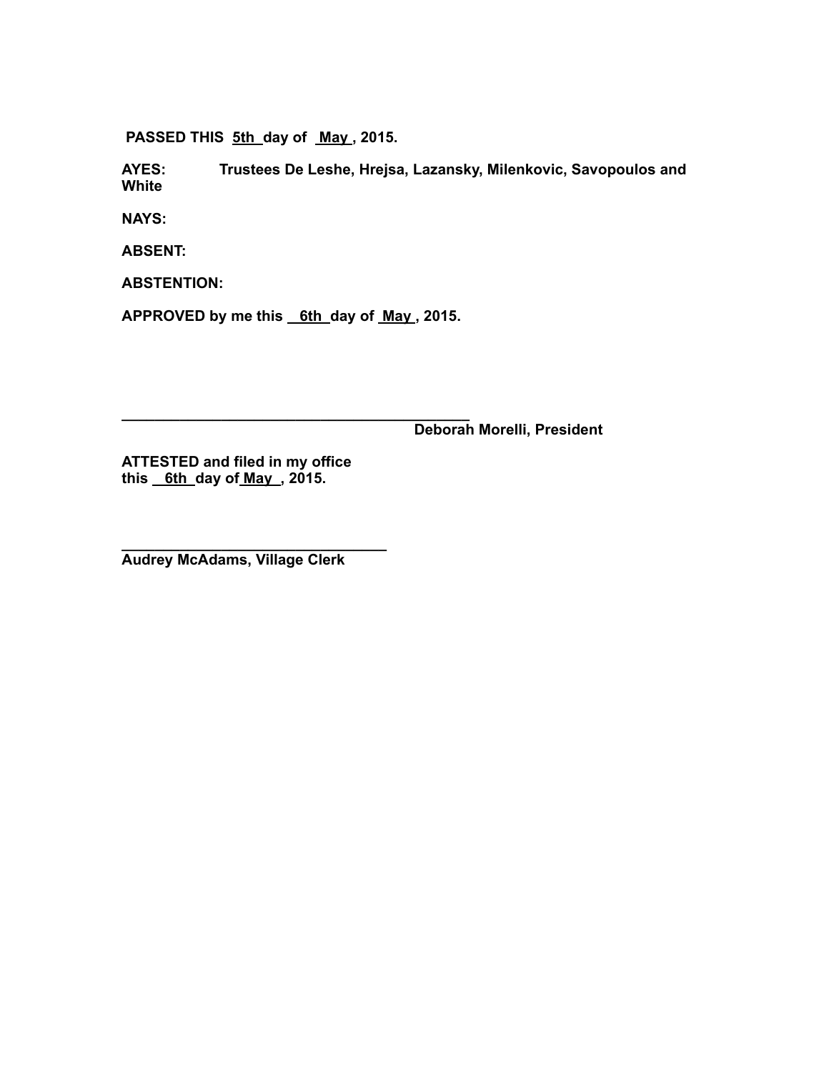**PASSED THIS 5th day of May, 2015.**

**AYES:** **Trustees De Leshe, Hrejsa, Lazansky, Milenkovic, Savopoulos and White**

**NAYS:**

**ABSENT:**

**ABSTENTION:**

**APPROVED by me this 6th day of May, 2015.**

\_\_\_\_\_\_\_\_\_\_\_\_\_\_\_\_\_\_\_\_\_\_\_\_\_\_\_\_\_\_\_\_\_\_\_\_\_\_\_\_\_\_\_\_

**Deborah Morelli, President**

**ATTESTED and filed in my office this 6th day of May, 2015.**

\_\_\_\_\_\_\_\_\_\_\_\_\_\_\_\_\_\_\_\_\_\_\_\_\_\_\_\_\_\_\_\_\_

**Audrey McAdams, Village Clerk**